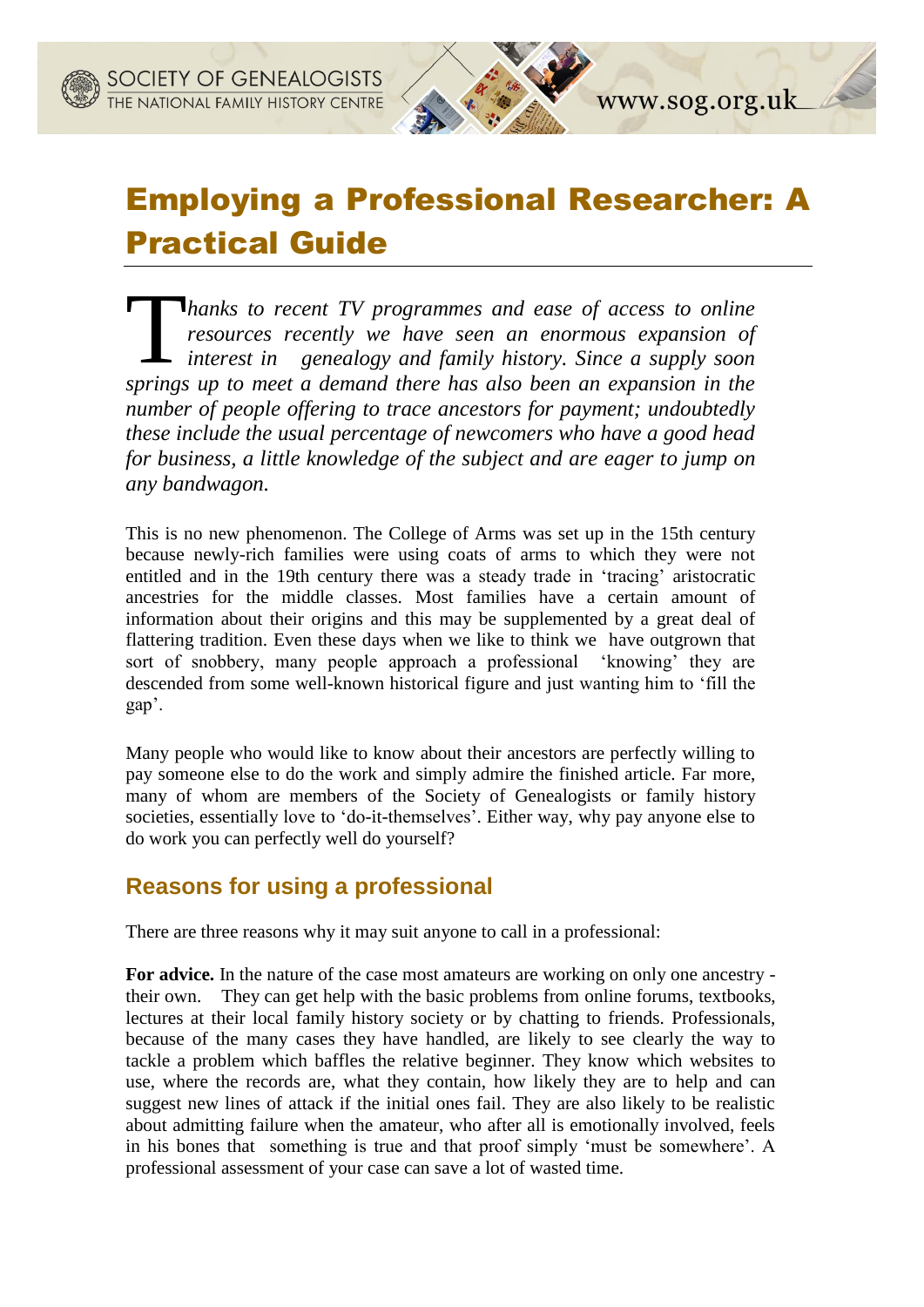# Employing a Professional Researcher: A Practical Guide

*Thanks to recent TV programmes and ease of access to online resources recently we have seen an enormous expansion of interest in genealogy and family history. Since a supply soon springs up to meet a demand there has also been an expansion in the number of people offering to trace ancestors for payment; undoubtedly these include the usual percentage of newcomers who have a good head for business, a little knowledge of the subject and are eager to jump on any bandwagon.*

This is no new phenomenon. The College of Arms was set up in the 15th century because newly-rich families were using coats of arms to which they were not entitled and in the 19th century there was a steady trade in 'tracing' aristocratic ancestries for the middle classes. Most families have a certain amount of information about their origins and this may be supplemented by a great deal of flattering tradition. Even these days when we like to think we have outgrown that sort of snobbery, many people approach a professional 'knowing' they are descended from some well-known historical figure and just wanting him to 'fill the gap'.

Many people who would like to know about their ancestors are perfectly willing to pay someone else to do the work and simply admire the finished article. Far more, many of whom are members of the Society of Genealogists or family history societies, essentially love to 'do-it-themselves'. Either way, why pay anyone else to do work you can perfectly well do yourself?

## Reasons for using a professional

There are three reasons why it may suit anyone to call in a professional:

**For advice.** In the nature of the case most amateurs are working on only one ancestry - their own. They can get help with the basic problems from online forums, textbooks, lectures at their local family history society or by chatting to friends. Professionals, because of the many cases they have handled, are likely to see clearly the way to tackle a problem which baffles the relative beginner. They know which websites to use, where the records are, what they contain, how likely they are to help and can suggest new lines of attack if the initial ones fail. They are also likely to be realistic about admitting failure when the amateur, who after all is emotionally involved, feels in his bones that something is true and that proof simply 'must be somewhere'. A professional assessment of your case can save a lot of wasted time.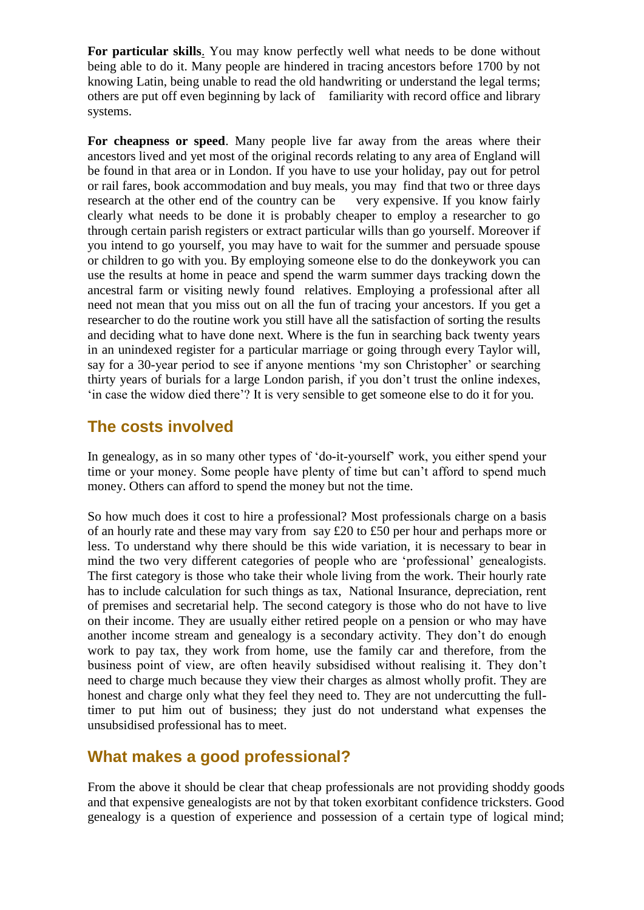**For particular skills**. You may know perfectly well what needs to be done without being able to do it. Many people are hindered in tracing ancestors before 1700 by not knowing Latin, being unable to read the old handwriting or understand the legal terms; others are put off even beginning by lack of familiarity with record office and library systems.

**For cheapness or speed**. Many people live far away from the areas where their ancestors lived and yet most of the original records relating to any area of England will be found in that area or in London. If you have to use your holiday, pay out for petrol or rail fares, book accommodation and buy meals, you may find that two or three days research at the other end of the country can be very expensive. If you know fairly clearly what needs to be done it is probably cheaper to employ a researcher to go through certain parish registers or extract particular wills than go yourself. Moreover if you intend to go yourself, you may have to wait for the summer and persuade spouse or children to go with you. By employing someone else to do the donkeywork you can use the results at home in peace and spend the warm summer days tracking down the ancestral farm or visiting newly found relatives. Employing a professional after all need not mean that you miss out on all the fun of tracing your ancestors. If you get a researcher to do the routine work you still have all the satisfaction of sorting the results and deciding what to have done next. Where is the fun in searching back twenty years in an unindexed register for a particular marriage or going through every Taylor will, say for a 30-year period to see if anyone mentions 'my son Christopher' or searching thirty years of burials for a large London parish, if you don't trust the online indexes, 'in case the widow died there'? It is very sensible to get someone else to do it for you.

## The costs involved

In genealogy, as in so many other types of 'do-it-yourself' work, you either spend your time or your money. Some people have plenty of time but can't afford to spend much money. Others can afford to spend the money but not the time.

So how much does it cost to hire a professional? Most professionals charge on a basis of an hourly rate and these may vary from say £20 to £50 per hour and perhaps more or less. To understand why there should be this wide variation, it is necessary to bear in mind the two very different categories of people who are 'professional' genealogists. The first category is those who take their whole living from the work. Their hourly rate has to include calculation for such things as tax, National Insurance, depreciation, rent of premises and secretarial help. The second category is those who do not have to live on their income. They are usually either retired people on a pension or who may have another income stream and genealogy is a secondary activity. They don't do enough work to pay tax, they work from home, use the family car and therefore, from the business point of view, are often heavily subsidised without realising it. They don't need to charge much because they view their charges as almost wholly profit. They are honest and charge only what they feel they need to. They are not undercutting the full-timer to put him out of business; they just do not understand what expenses the unsubsidised professional has to meet.

## What makes a good professional?

From the above it should be clear that cheap professionals are not providing shoddy goods and that expensive genealogists are not by that token exorbitant confidence tricksters. Good genealogy is a question of experience and possession of a certain type of logical mind;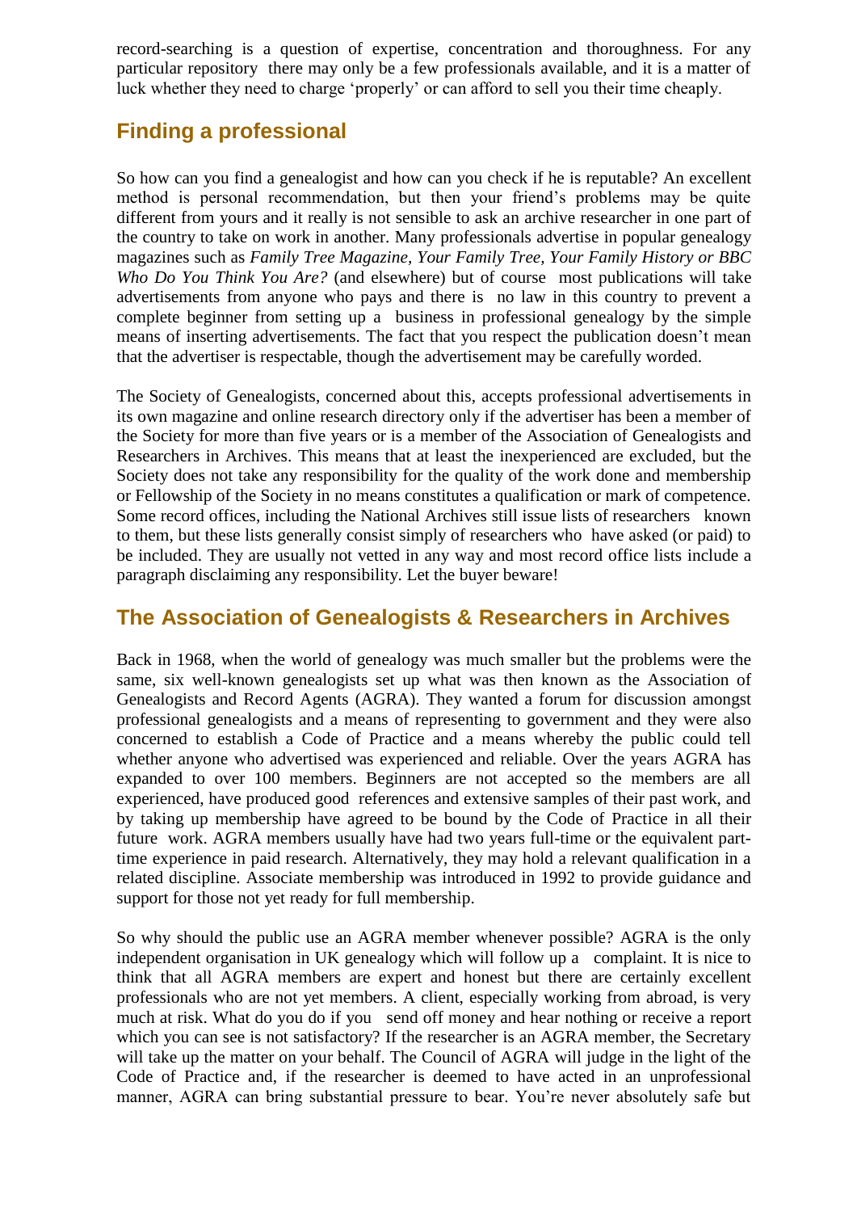record-searching is a question of expertise, concentration and thoroughness. For any particular repository there may only be a few professionals available, and it is a matter of luck whether they need to charge 'properly' or can afford to sell you their time cheaply.

## Finding a professional

So how can you find a genealogist and how can you check if he is reputable? An excellent method is personal recommendation, but then your friend's problems may be quite different from yours and it really is not sensible to ask an archive researcher in one part of the country to take on work in another. Many professionals advertise in popular genealogy magazines such as *Family Tree Magazine, Your Family Tree, Your Family History or BBC Who Do You Think You Are?* (and elsewhere) but of course most publications will take advertisements from anyone who pays and there is no law in this country to prevent a complete beginner from setting up a business in professional genealogy by the simple means of inserting advertisements. The fact that you respect the publication doesn't mean that the advertiser is respectable, though the advertisement may be carefully worded.

The Society of Genealogists, concerned about this, accepts professional advertisements in its own magazine and online research directory only if the advertiser has been a member of the Society for more than five years or is a member of the Association of Genealogists and Researchers in Archives. This means that at least the inexperienced are excluded, but the Society does not take any responsibility for the quality of the work done and membership or Fellowship of the Society in no means constitutes a qualification or mark of competence. Some record offices, including the National Archives still issue lists of researchers known to them, but these lists generally consist simply of researchers who have asked (or paid) to be included. They are usually not vetted in any way and most record office lists include a paragraph disclaiming any responsibility. Let the buyer beware!

## The Association of Genealogists & Researchers in Archives

Back in 1968, when the world of genealogy was much smaller but the problems were the same, six well-known genealogists set up what was then known as the Association of Genealogists and Record Agents (AGRA). They wanted a forum for discussion amongst professional genealogists and a means of representing to government and they were also concerned to establish a Code of Practice and a means whereby the public could tell whether anyone who advertised was experienced and reliable. Over the years AGRA has expanded to over 100 members. Beginners are not accepted so the members are all experienced, have produced good references and extensive samples of their past work, and by taking up membership have agreed to be bound by the Code of Practice in all their future work. AGRA members usually have had two years full-time or the equivalent part-time experience in paid research. Alternatively, they may hold a relevant qualification in a related discipline. Associate membership was introduced in 1992 to provide guidance and support for those not yet ready for full membership.

So why should the public use an AGRA member whenever possible? AGRA is the only independent organisation in UK genealogy which will follow up a complaint. It is nice to think that all AGRA members are expert and honest but there are certainly excellent professionals who are not yet members. A client, especially working from abroad, is very much at risk. What do you do if you send off money and hear nothing or receive a report which you can see is not satisfactory? If the researcher is an AGRA member, the Secretary will take up the matter on your behalf. The Council of AGRA will judge in the light of the Code of Practice and, if the researcher is deemed to have acted in an unprofessional manner, AGRA can bring substantial pressure to bear. You're never absolutely safe but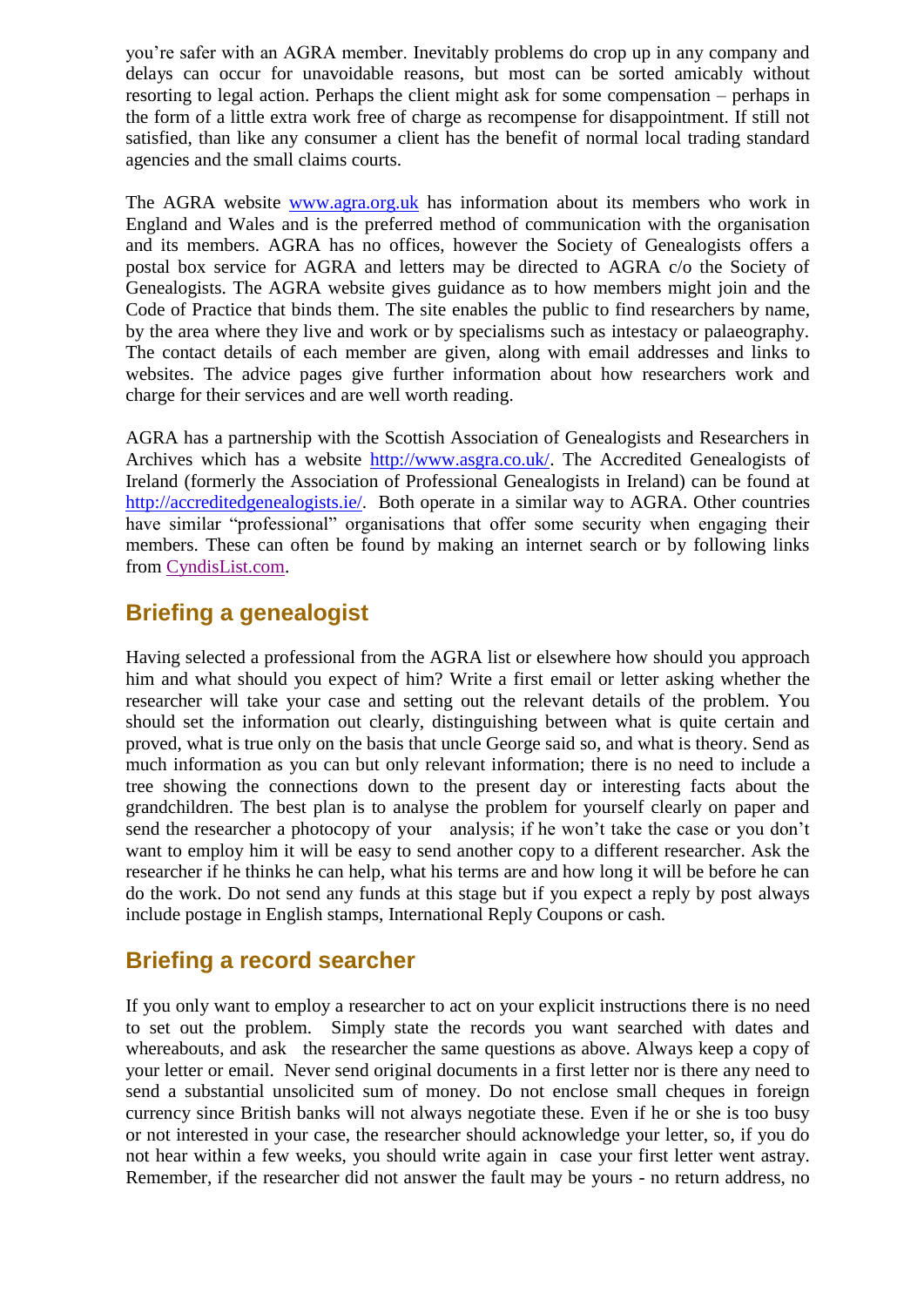you're safer with an AGRA member. Inevitably problems do crop up in any company and delays can occur for unavoidable reasons, but most can be sorted amicably without resorting to legal action. Perhaps the client might ask for some compensation – perhaps in the form of a little extra work free of charge as recompense for disappointment. If still not satisfied, than like any consumer a client has the benefit of normal local trading standard agencies and the small claims courts.

The AGRA website www.agra.org.uk has information about its members who work in England and Wales and is the preferred method of communication with the organisation and its members. AGRA has no offices, however the Society of Genealogists offers a postal box service for AGRA and letters may be directed to AGRA c/o the Society of Genealogists. The AGRA website gives guidance as to how members might join and the Code of Practice that binds them. The site enables the public to find researchers by name, by the area where they live and work or by specialisms such as intestacy or palaeography. The contact details of each member are given, along with email addresses and links to websites. The advice pages give further information about how researchers work and charge for their services and are well worth reading.

AGRA has a partnership with the Scottish Association of Genealogists and Researchers in Archives which has a website http://www.asgra.co.uk/. The Accredited Genealogists of Ireland (formerly the Association of Professional Genealogists in Ireland) can be found at http://accreditedgenealogists.ie/. Both operate in a similar way to AGRA. Other countries have similar "professional" organisations that offer some security when engaging their members. These can often be found by making an internet search or by following links from CyndisList.com.

## Briefing a genealogist

Having selected a professional from the AGRA list or elsewhere how should you approach him and what should you expect of him? Write a first email or letter asking whether the researcher will take your case and setting out the relevant details of the problem. You should set the information out clearly, distinguishing between what is quite certain and proved, what is true only on the basis that uncle George said so, and what is theory. Send as much information as you can but only relevant information; there is no need to include a tree showing the connections down to the present day or interesting facts about the grandchildren. The best plan is to analyse the problem for yourself clearly on paper and send the researcher a photocopy of your analysis; if he won't take the case or you don't want to employ him it will be easy to send another copy to a different researcher. Ask the researcher if he thinks he can help, what his terms are and how long it will be before he can do the work. Do not send any funds at this stage but if you expect a reply by post always include postage in English stamps, International Reply Coupons or cash.

## Briefing a record searcher

If you only want to employ a researcher to act on your explicit instructions there is no need to set out the problem. Simply state the records you want searched with dates and whereabouts, and ask the researcher the same questions as above. Always keep a copy of your letter or email. Never send original documents in a first letter nor is there any need to send a substantial unsolicited sum of money. Do not enclose small cheques in foreign currency since British banks will not always negotiate these. Even if he or she is too busy or not interested in your case, the researcher should acknowledge your letter, so, if you do not hear within a few weeks, you should write again in case your first letter went astray. Remember, if the researcher did not answer the fault may be yours - no return address, no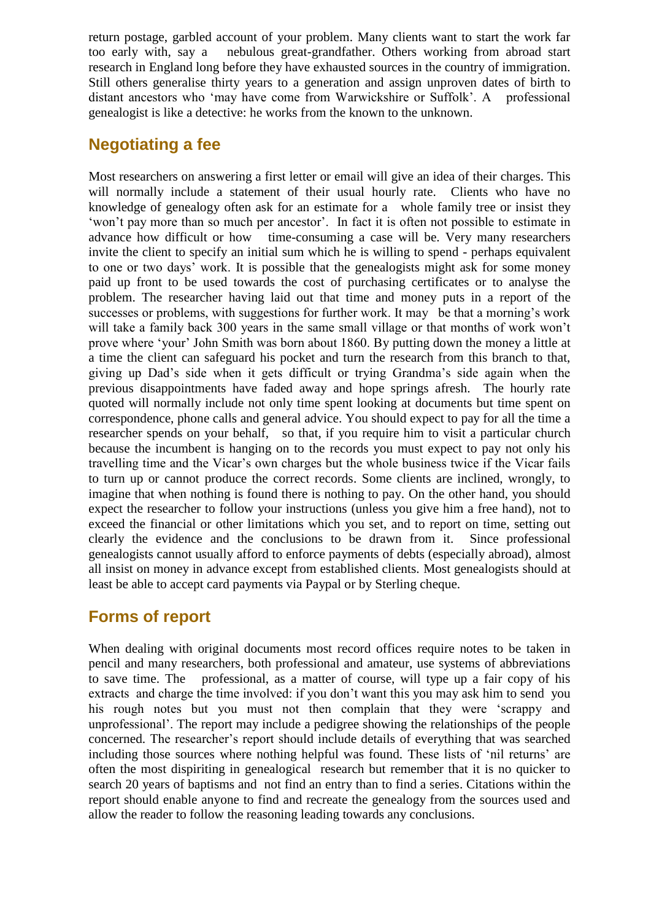return postage, garbled account of your problem. Many clients want to start the work far too early with, say a nebulous great-grandfather. Others working from abroad start research in England long before they have exhausted sources in the country of immigration. Still others generalise thirty years to a generation and assign unproven dates of birth to distant ancestors who 'may have come from Warwickshire or Suffolk'. A professional genealogist is like a detective: he works from the known to the unknown.

## Negotiating a fee

Most researchers on answering a first letter or email will give an idea of their charges. This will normally include a statement of their usual hourly rate. Clients who have no knowledge of genealogy often ask for an estimate for a whole family tree or insist they 'won't pay more than so much per ancestor'. In fact it is often not possible to estimate in advance how difficult or how time-consuming a case will be. Very many researchers invite the client to specify an initial sum which he is willing to spend - perhaps equivalent to one or two days' work. It is possible that the genealogists might ask for some money paid up front to be used towards the cost of purchasing certificates or to analyse the problem. The researcher having laid out that time and money puts in a report of the successes or problems, with suggestions for further work. It may be that a morning's work will take a family back 300 years in the same small village or that months of work won't prove where 'your' John Smith was born about 1860. By putting down the money a little at a time the client can safeguard his pocket and turn the research from this branch to that, giving up Dad's side when it gets difficult or trying Grandma's side again when the previous disappointments have faded away and hope springs afresh. The hourly rate quoted will normally include not only time spent looking at documents but time spent on correspondence, phone calls and general advice. You should expect to pay for all the time a researcher spends on your behalf, so that, if you require him to visit a particular church because the incumbent is hanging on to the records you must expect to pay not only his travelling time and the Vicar's own charges but the whole business twice if the Vicar fails to turn up or cannot produce the correct records. Some clients are inclined, wrongly, to imagine that when nothing is found there is nothing to pay. On the other hand, you should expect the researcher to follow your instructions (unless you give him a free hand), not to exceed the financial or other limitations which you set, and to report on time, setting out clearly the evidence and the conclusions to be drawn from it. Since professional genealogists cannot usually afford to enforce payments of debts (especially abroad), almost all insist on money in advance except from established clients. Most genealogists should at least be able to accept card payments via Paypal or by Sterling cheque.

## Forms of report

When dealing with original documents most record offices require notes to be taken in pencil and many researchers, both professional and amateur, use systems of abbreviations to save time. The professional, as a matter of course, will type up a fair copy of his extracts and charge the time involved: if you don't want this you may ask him to send you his rough notes but you must not then complain that they were 'scrappy and unprofessional'. The report may include a pedigree showing the relationships of the people concerned. The researcher's report should include details of everything that was searched including those sources where nothing helpful was found. These lists of 'nil returns' are often the most dispiriting in genealogical research but remember that it is no quicker to search 20 years of baptisms and not find an entry than to find a series. Citations within the report should enable anyone to find and recreate the genealogy from the sources used and allow the reader to follow the reasoning leading towards any conclusions.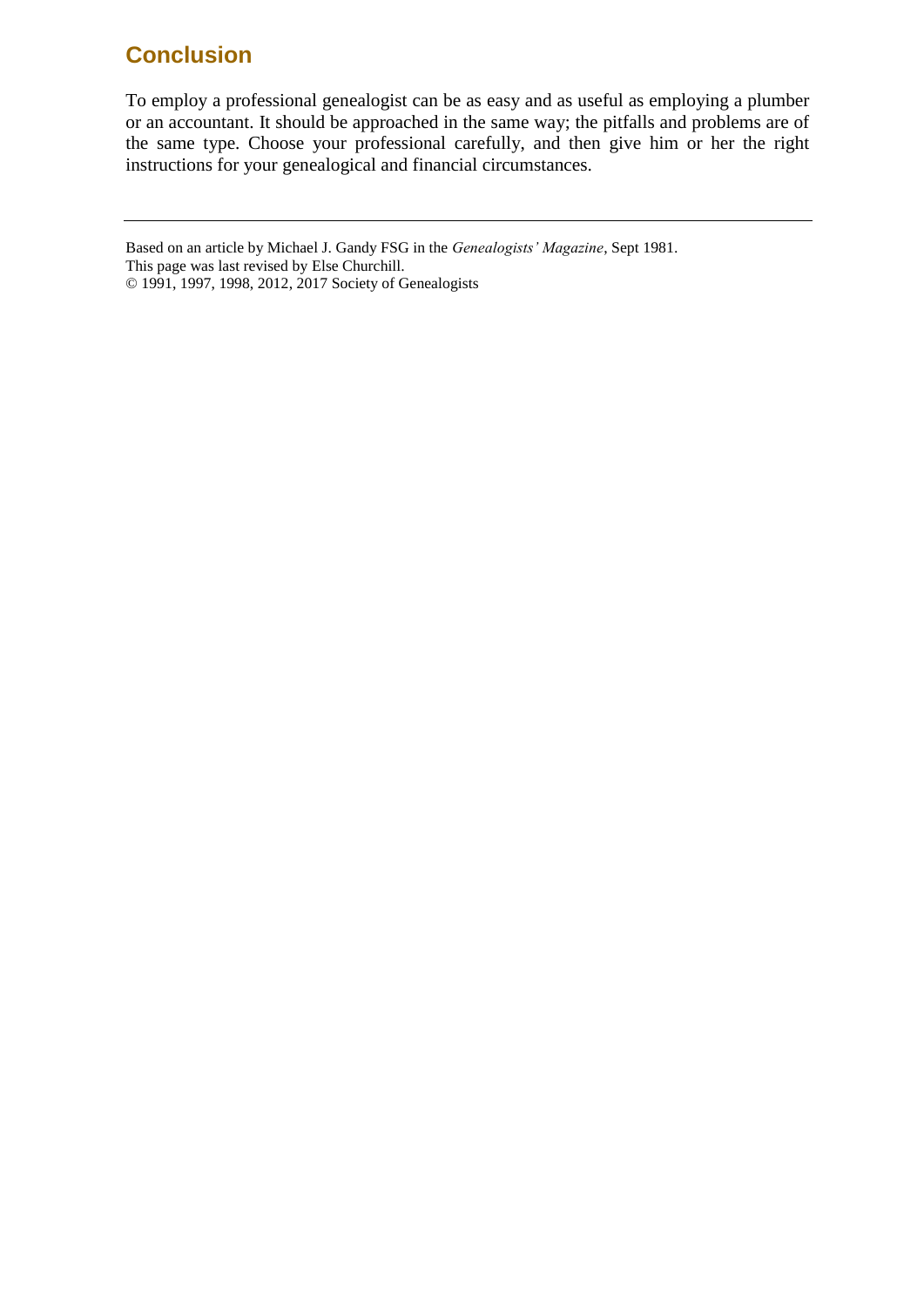## Conclusion

To employ a professional genealogist can be as easy and as useful as employing a plumber or an accountant. It should be approached in the same way; the pitfalls and problems are of the same type. Choose your professional carefully, and then give him or her the right instructions for your genealogical and financial circumstances.

---

Based on an article by Michael J. Gandy FSG in the *Genealogists' Magazine*, Sept 1981.
This page was last revised by Else Churchill.
© 1991, 1997, 1998, 2012, 2017 Society of Genealogists